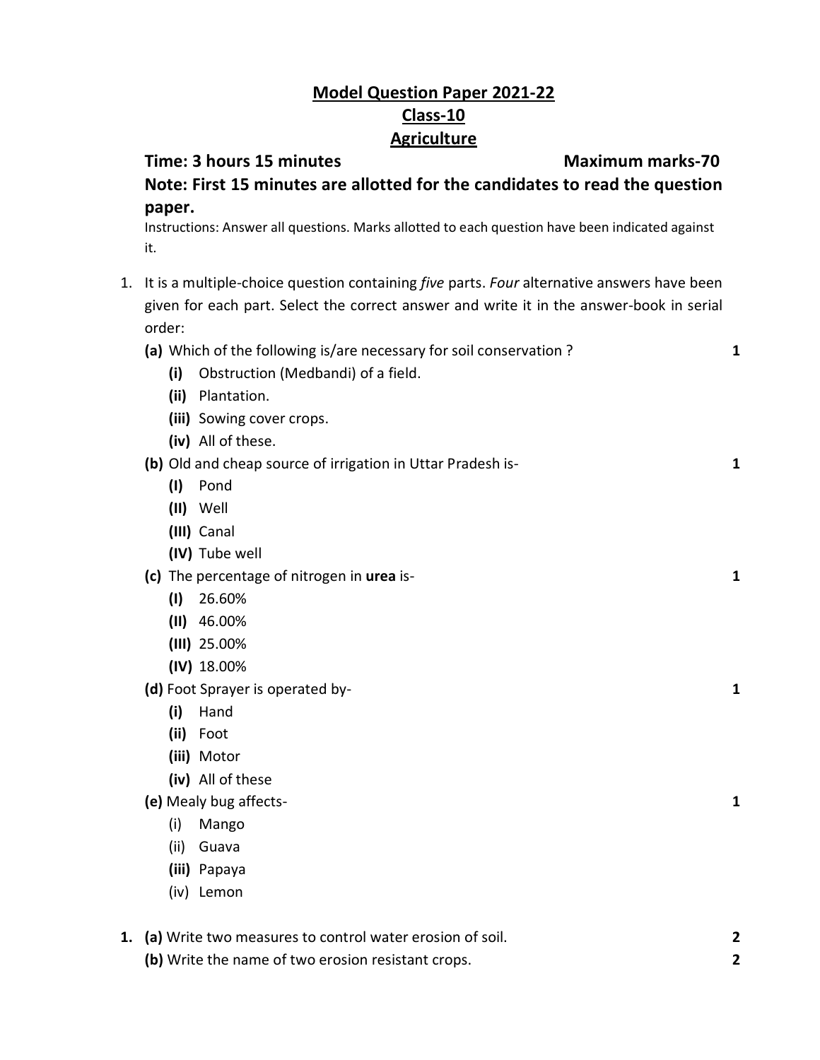# Model Question Paper 2021-22

## Class-10

## Agriculture

**Time: 3 hours 15 minutes** **Maximum marks-70**

**Note: First 15 minutes are allotted for the candidates to read the question paper.**

Instructions: Answer all questions. Marks allotted to each question have been indicated against it.

1. It is a multiple-choice question containing *five* parts. *Four* alternative answers have been given for each part. Select the correct answer and write it in the answer-book in serial order:

   **(a)** Which of the following is/are necessary for soil conservation ? **1**

   - **(i)** Obstruction (Medbandi) of a field.
   - **(ii)** Plantation.
   - **(iii)** Sowing cover crops.
   - **(iv)** All of these.

   **(b)** Old and cheap source of irrigation in Uttar Pradesh is- **1**

   - **(I)** Pond
   - **(II)** Well
   - **(III)** Canal
   - **(IV)** Tube well

   **(c)** The percentage of nitrogen in **urea** is- **1**

   - **(I)** 26.60%
   - **(II)** 46.00%
   - **(III)** 25.00%
   - **(IV)** 18.00%

   **(d)** Foot Sprayer is operated by- **1**

   - **(i)** Hand
   - **(ii)** Foot
   - **(iii)** Motor
   - **(iv)** All of these

   **(e)** Mealy bug affects- **1**

   - (i) Mango
   - (ii) Guava
   - **(iii)** Papaya
   - (iv) Lemon

**1.** **(a)** Write two measures to control water erosion of soil. **2**

   **(b)** Write the name of two erosion resistant crops. **2**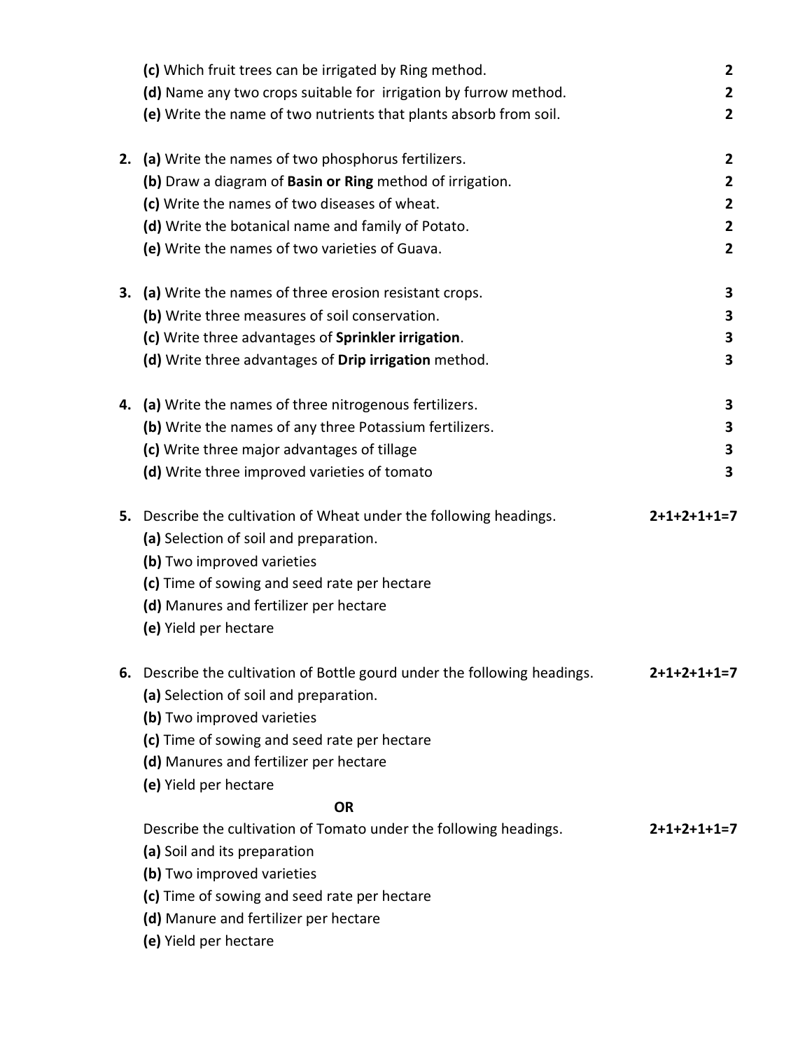**(c)** Which fruit trees can be irrigated by Ring method. **2**

**(d)** Name any two crops suitable for irrigation by furrow method. **2**

**(e)** Write the name of two nutrients that plants absorb from soil. **2**

**2.** **(a)** Write the names of two phosphorus fertilizers. **2**

**(b)** Draw a diagram of **Basin or Ring** method of irrigation. **2**

**(c)** Write the names of two diseases of wheat. **2**

**(d)** Write the botanical name and family of Potato. **2**

**(e)** Write the names of two varieties of Guava. **2**

**3.** **(a)** Write the names of three erosion resistant crops. **3**

**(b)** Write three measures of soil conservation. **3**

**(c)** Write three advantages of **Sprinkler irrigation**. **3**

**(d)** Write three advantages of **Drip irrigation** method. **3**

**4.** **(a)** Write the names of three nitrogenous fertilizers. **3**

**(b)** Write the names of any three Potassium fertilizers. **3**

**(c)** Write three major advantages of tillage **3**

**(d)** Write three improved varieties of tomato **3**

**5.** Describe the cultivation of Wheat under the following headings. **2+1+2+1+1=7**

**(a)** Selection of soil and preparation.

**(b)** Two improved varieties

**(c)** Time of sowing and seed rate per hectare

**(d)** Manures and fertilizer per hectare

**(e)** Yield per hectare

**6.** Describe the cultivation of Bottle gourd under the following headings. **2+1+2+1+1=7**

**(a)** Selection of soil and preparation.

**(b)** Two improved varieties

**(c)** Time of sowing and seed rate per hectare

**(d)** Manures and fertilizer per hectare

**(e)** Yield per hectare

**OR**

Describe the cultivation of Tomato under the following headings. **2+1+2+1+1=7**

**(a)** Soil and its preparation

**(b)** Two improved varieties

**(c)** Time of sowing and seed rate per hectare

**(d)** Manure and fertilizer per hectare

**(e)** Yield per hectare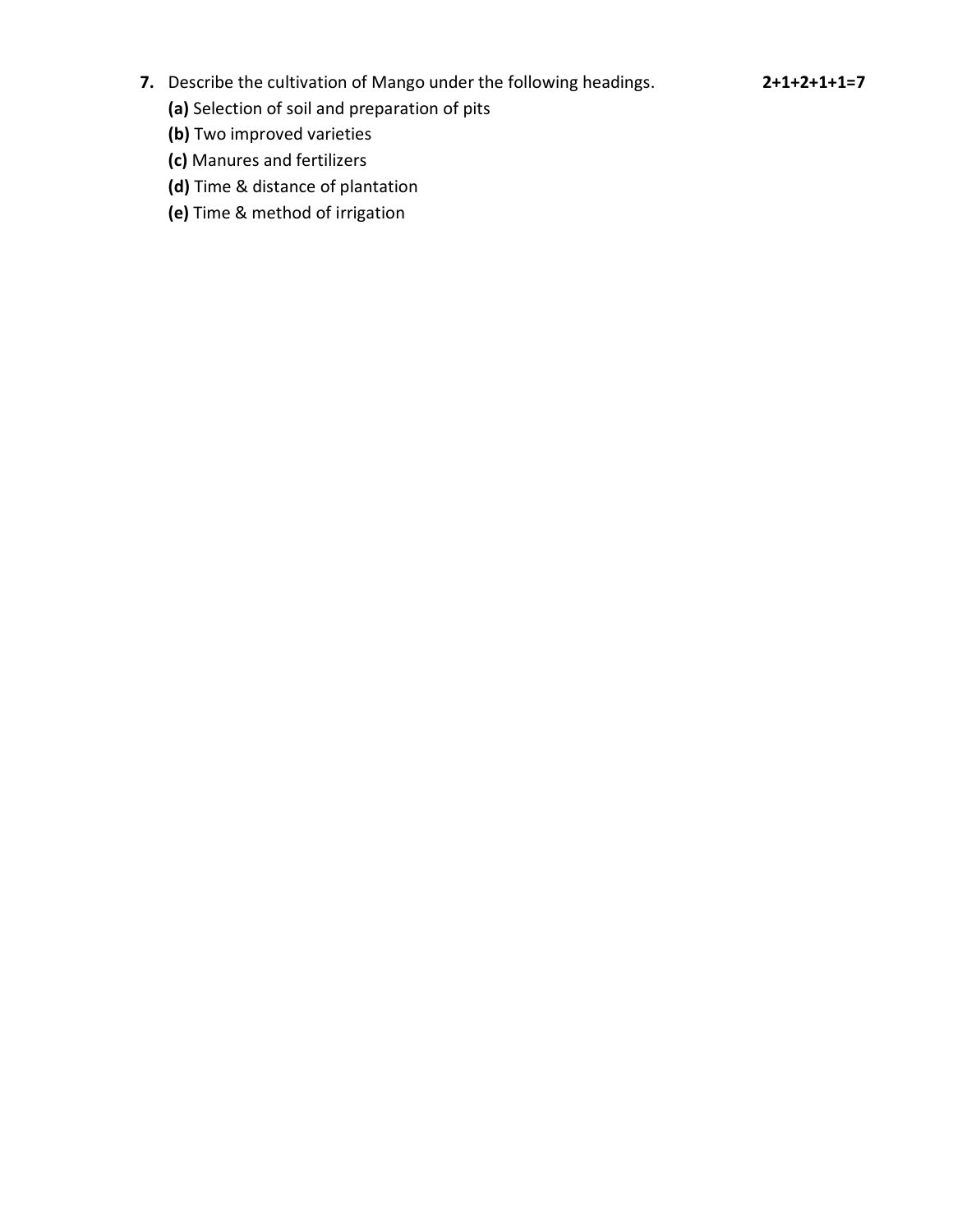**7.** Describe the cultivation of Mango under the following headings. **2+1+2+1+1=7**

**(a)** Selection of soil and preparation of pits

**(b)** Two improved varieties

**(c)** Manures and fertilizers

**(d)** Time & distance of plantation

**(e)** Time & method of irrigation